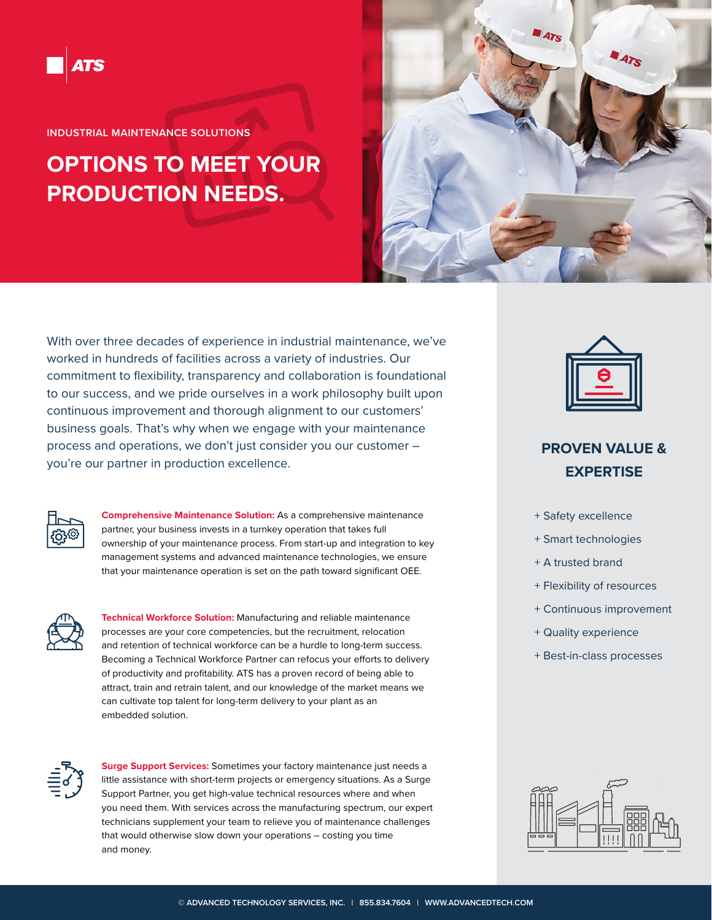ATS

INDUSTRIAL MAINTENANCE SOLUTIONS

# OPTIONS TO MEET YOUR PRODUCTION NEEDS.

With over three decades of experience in industrial maintenance, we've worked in hundreds of facilities across a variety of industries. Our commitment to flexibility, transparency and collaboration is foundational to our success, and we pride ourselves in a work philosophy built upon continuous improvement and thorough alignment to our customers' business goals. That's why when we engage with your maintenance process and operations, we don't just consider you our customer – you're our partner in production excellence.

**Comprehensive Maintenance Solution:** As a comprehensive maintenance partner, your business invests in a turnkey operation that takes full ownership of your maintenance process. From start-up and integration to key management systems and advanced maintenance technologies, we ensure that your maintenance operation is set on the path toward significant OEE.

**Technical Workforce Solution:** Manufacturing and reliable maintenance processes are your core competencies, but the recruitment, relocation and retention of technical workforce can be a hurdle to long-term success. Becoming a Technical Workforce Partner can refocus your efforts to delivery of productivity and profitability. ATS has a proven record of being able to attract, train and retrain talent, and our knowledge of the market means we can cultivate top talent for long-term delivery to your plant as an embedded solution.

**Surge Support Services:** Sometimes your factory maintenance just needs a little assistance with short-term projects or emergency situations. As a Surge Support Partner, you get high-value technical resources where and when you need them. With services across the manufacturing spectrum, our expert technicians supplement your team to relieve you of maintenance challenges that would otherwise slow down your operations – costing you time and money.

## PROVEN VALUE & EXPERTISE

+ Safety excellence
+ Smart technologies
+ A trusted brand
+ Flexibility of resources
+ Continuous improvement
+ Quality experience
+ Best-in-class processes

© ADVANCED TECHNOLOGY SERVICES, INC. | 855.834.7604 | WWW.ADVANCEDTECH.COM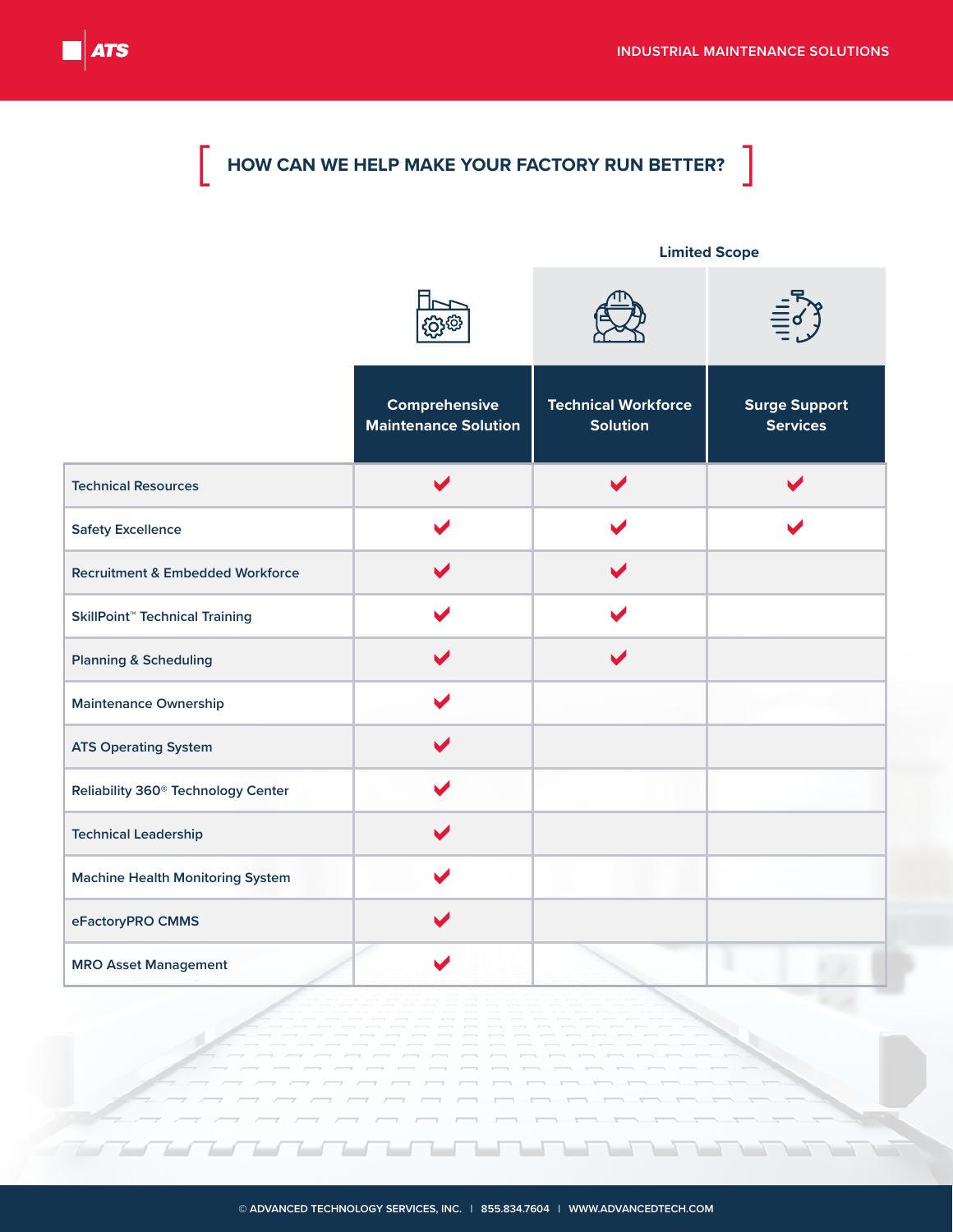## HOW CAN WE HELP MAKE YOUR FACTORY RUN BETTER?

| | | Limited Scope | |
|---|---|---|---|
| | Comprehensive Maintenance Solution | Technical Workforce Solution | Surge Support Services |
| Technical Resources | ✔ | ✔ | ✔ |
| Safety Excellence | ✔ | ✔ | ✔ |
| Recruitment & Embedded Workforce | ✔ | ✔ | |
| SkillPoint™ Technical Training | ✔ | ✔ | |
| Planning & Scheduling | ✔ | ✔ | |
| Maintenance Ownership | ✔ | | |
| ATS Operating System | ✔ | | |
| Reliability 360® Technology Center | ✔ | | |
| Technical Leadership | ✔ | | |
| Machine Health Monitoring System | ✔ | | |
| eFactoryPRO CMMS | ✔ | | |
| MRO Asset Management | ✔ | | |

© ADVANCED TECHNOLOGY SERVICES, INC. | 855.834.7604 | WWW.ADVANCEDTECH.COM